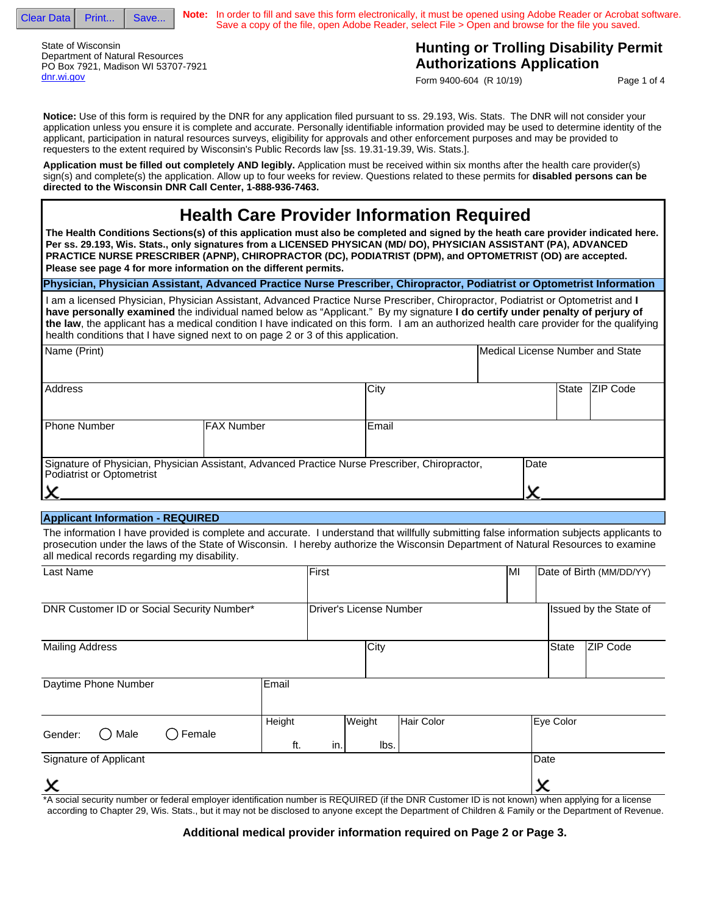Clear Data | Print... | Save...

**Note:** In order to fill and save this form electronically, it must be opened using Adobe Reader or Acrobat software. Save a copy of the file, open Adobe Reader, select File > Open and browse for the file you saved.

State of Wisconsin
Department of Natural Resources
PO Box 7921, Madison WI 53707-7921
dnr.wi.gov

# Hunting or Trolling Disability Permit Authorizations Application

Form 9400-604 (R 10/19)

**Notice:** Use of this form is required by the DNR for any application filed pursuant to ss. 29.193, Wis. Stats. The DNR will not consider your application unless you ensure it is complete and accurate. Personally identifiable information provided may be used to determine identity of the applicant, participation in natural resources surveys, eligibility for approvals and other enforcement purposes and may be provided to requesters to the extent required by Wisconsin's Public Records law [ss. 19.31-19.39, Wis. Stats.].

**Application must be filled out completely AND legibly.** Application must be received within six months after the health care provider(s) sign(s) and complete(s) the application. Allow up to four weeks for review. Questions related to these permits for **disabled persons can be directed to the Wisconsin DNR Call Center, 1-888-936-7463.**

## Health Care Provider Information Required

**The Health Conditions Sections(s) of this application must also be completed and signed by the heath care provider indicated here. Per ss. 29.193, Wis. Stats., only signatures from a LICENSED PHYSICAN (MD/ DO), PHYSICIAN ASSISTANT (PA), ADVANCED PRACTICE NURSE PRESCRIBER (APNP), CHIROPRACTOR (DC), PODIATRIST (DPM), and OPTOMETRIST (OD) are accepted. Please see page 4 for more information on the different permits.**

### Physician, Physician Assistant, Advanced Practice Nurse Prescriber, Chiropractor, Podiatrist or Optometrist Information

I am a licensed Physician, Physician Assistant, Advanced Practice Nurse Prescriber, Chiropractor, Podiatrist or Optometrist and **I have personally examined** the individual named below as "Applicant." By my signature **I do certify under penalty of perjury of the law**, the applicant has a medical condition I have indicated on this form. I am an authorized health care provider for the qualifying health conditions that I have signed next to on page 2 or 3 of this application.

| Name (Print) | | | Medical License Number and State | |
|---|---|---|---|---|
| Address | | City | State | ZIP Code |
| Phone Number | FAX Number | Email | | |

| Signature of Physician, Physician Assistant, Advanced Practice Nurse Prescriber, Chiropractor, Podiatrist or Optometrist | Date |
|---|---|
| X | X |

### Applicant Information - REQUIRED

The information I have provided is complete and accurate. I understand that willfully submitting false information subjects applicants to prosecution under the laws of the State of Wisconsin. I hereby authorize the Wisconsin Department of Natural Resources to examine all medical records regarding my disability.

| Last Name | First | MI | Date of Birth (MM/DD/YY) |
|---|---|---|---|
| DNR Customer ID or Social Security Number* | Driver's License Number | | Issued by the State of |

| Mailing Address | City | State | ZIP Code |
|---|---|---|---|

| Daytime Phone Number | Email | | | |
|---|---|---|---|---|
| Gender: ◯ Male ◯ Female | Height ft. in. | Weight lbs. | Hair Color | Eye Color |

| Signature of Applicant | Date |
|---|---|
| X | X |

*A social security number or federal employer identification number is REQUIRED (if the DNR Customer ID is not known) when applying for a license according to Chapter 29, Wis. Stats., but it may not be disclosed to anyone except the Department of Children & Family or the Department of Revenue.

**Additional medical provider information required on Page 2 or Page 3.**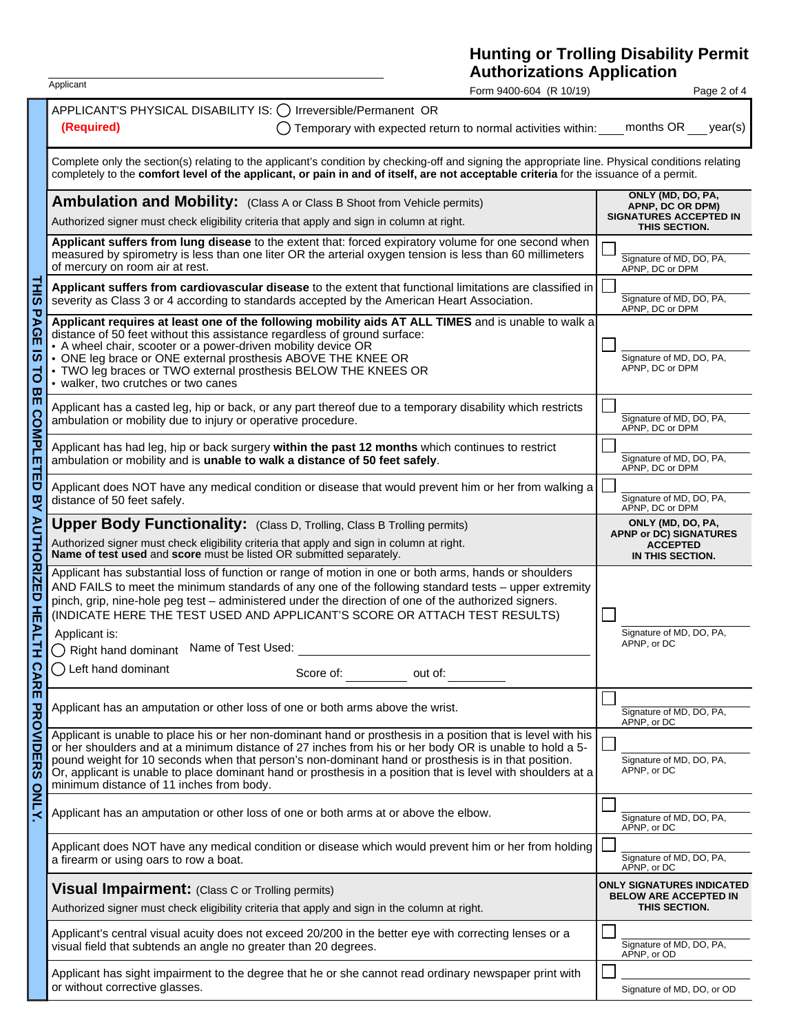# Hunting or Trolling Disability Permit Authorizations Application

Applicant ______________________________

Form 9400-604 (R 10/19)

**THIS PAGE IS TO BE COMPLETED BY AUTHORIZED HEALTH CARE PROVIDERS ONLY.**

APPLICANT'S PHYSICAL DISABILITY IS: ◯ Irreversible/Permanent OR
**(Required)** ◯ Temporary with expected return to normal activities within: ____ months OR ___ year(s)

Complete only the section(s) relating to the applicant's condition by checking-off and signing the appropriate line. Physical conditions relating completely to the **comfort level of the applicant, or pain in and of itself, are not acceptable criteria** for the issuance of a permit.

| **Ambulation and Mobility:** (Class A or Class B Shoot from Vehicle permits) Authorized signer must check eligibility criteria that apply and sign in column at right. | **ONLY (MD, DO, PA, APNP, DC OR DPM) SIGNATURES ACCEPTED IN THIS SECTION.** |
|---|---|
| **Applicant suffers from lung disease** to the extent that: forced expiratory volume for one second when measured by spirometry is less than one liter OR the arterial oxygen tension is less than 60 millimeters of mercury on room air at rest. | ☐ ______ Signature of MD, DO, PA, APNP, DC or DPM |
| **Applicant suffers from cardiovascular disease** to the extent that functional limitations are classified in severity as Class 3 or 4 according to standards accepted by the American Heart Association. | ☐ ______ Signature of MD, DO, PA, APNP, DC or DPM |
| **Applicant requires at least one of the following mobility aids AT ALL TIMES** and is unable to walk a distance of 50 feet without this assistance regardless of ground surface:<br>• A wheel chair, scooter or a power-driven mobility device OR<br>• ONE leg brace or ONE external prosthesis ABOVE THE KNEE OR<br>• TWO leg braces or TWO external prosthesis BELOW THE KNEES OR<br>• walker, two crutches or two canes | ☐ ______ Signature of MD, DO, PA, APNP, DC or DPM |
| Applicant has a casted leg, hip or back, or any part thereof due to a temporary disability which restricts ambulation or mobility due to injury or operative procedure. | ☐ ______ Signature of MD, DO, PA, APNP, DC or DPM |
| Applicant has had leg, hip or back surgery **within the past 12 months** which continues to restrict ambulation or mobility and is **unable to walk a distance of 50 feet safely**. | ☐ ______ Signature of MD, DO, PA, APNP, DC or DPM |
| Applicant does NOT have any medical condition or disease that would prevent him or her from walking a distance of 50 feet safely. | ☐ ______ Signature of MD, DO, PA, APNP, DC or DPM |

| **Upper Body Functionality:** (Class D, Trolling, Class B Trolling permits) Authorized signer must check eligibility criteria that apply and sign in column at right. **Name of test used** and **score** must be listed OR submitted separately. | **ONLY (MD, DO, PA, APNP or DC) SIGNATURES ACCEPTED IN THIS SECTION.** |
|---|---|
| Applicant has substantial loss of function or range of motion in one or both arms, hands or shoulders AND FAILS to meet the minimum standards of any one of the following standard tests – upper extremity pinch, grip, nine-hole peg test – administered under the direction of one of the authorized signers. (INDICATE HERE THE TEST USED AND APPLICANT'S SCORE OR ATTACH TEST RESULTS)<br>Applicant is:<br>◯ Right hand dominant Name of Test Used: ______________<br>◯ Left hand dominant Score of: ________ out of: ________ | ☐ ______ Signature of MD, DO, PA, APNP, or DC |
| Applicant has an amputation or other loss of one or both arms above the wrist. | ☐ ______ Signature of MD, DO, PA, APNP, or DC |
| Applicant is unable to place his or her non-dominant hand or prosthesis in a position that is level with his or her shoulders and at a minimum distance of 27 inches from his or her body OR is unable to hold a 5-pound weight for 10 seconds when that person's non-dominant hand or prosthesis is in that position. Or, applicant is unable to place dominant hand or prosthesis in a position that is level with shoulders at a minimum distance of 11 inches from body. | ☐ ______ Signature of MD, DO, PA, APNP, or DC |
| Applicant has an amputation or other loss of one or both arms at or above the elbow. | ☐ ______ Signature of MD, DO, PA, APNP, or DC |
| Applicant does NOT have any medical condition or disease which would prevent him or her from holding a firearm or using oars to row a boat. | ☐ ______ Signature of MD, DO, PA, APNP, or DC |

| **Visual Impairment:** (Class C or Trolling permits) Authorized signer must check eligibility criteria that apply and sign in the column at right. | **ONLY SIGNATURES INDICATED BELOW ARE ACCEPTED IN THIS SECTION.** |
|---|---|
| Applicant's central visual acuity does not exceed 20/200 in the better eye with correcting lenses or a visual field that subtends an angle no greater than 20 degrees. | ☐ ______ Signature of MD, DO, PA, APNP, or OD |
| Applicant has sight impairment to the degree that he or she cannot read ordinary newspaper print with or without corrective glasses. | ☐ ______ Signature of MD, DO, or OD |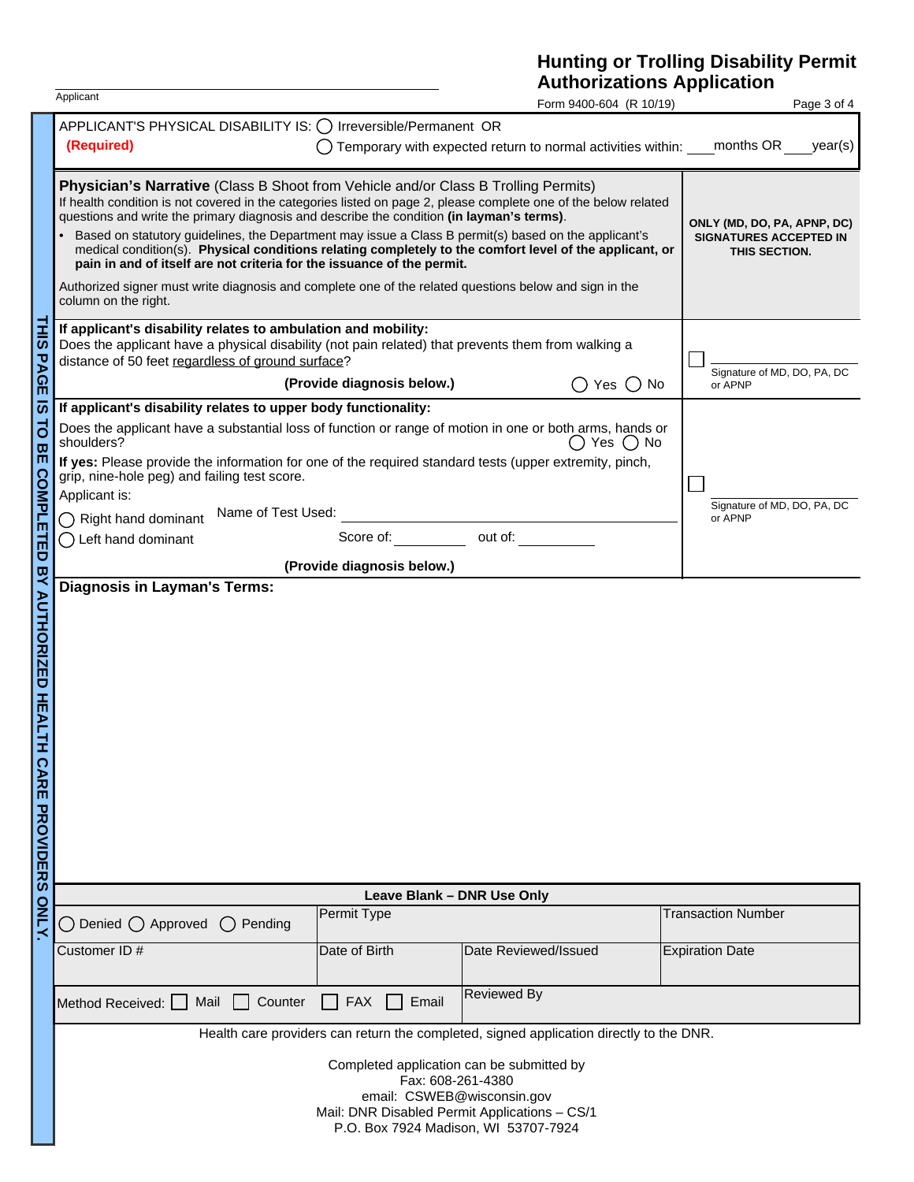# Hunting or Trolling Disability Permit Authorizations Application

Applicant ______________________________

Form 9400-604 (R 10/19)

**THIS PAGE IS TO BE COMPLETED BY AUTHORIZED HEALTH CARE PROVIDERS ONLY.**

APPLICANT'S PHYSICAL DISABILITY IS: ◯ Irreversible/Permanent OR
**(Required)** ◯ Temporary with expected return to normal activities within: ____ months OR ____ year(s)

**Physician's Narrative** (Class B Shoot from Vehicle and/or Class B Trolling Permits)

If health condition is not covered in the categories listed on page 2, please complete one of the below related questions and write the primary diagnosis and describe the condition **(in layman's terms)**.

- Based on statutory guidelines, the Department may issue a Class B permit(s) based on the applicant's medical condition(s). **Physical conditions relating completely to the comfort level of the applicant, or pain in and of itself are not criteria for the issuance of the permit.**

Authorized signer must write diagnosis and complete one of the related questions below and sign in the column on the right.

**ONLY (MD, DO, PA, APNP, DC) SIGNATURES ACCEPTED IN THIS SECTION.**

**If applicant's disability relates to ambulation and mobility:**
Does the applicant have a physical disability (not pain related) that prevents them from walking a distance of 50 feet regardless of ground surface?

**(Provide diagnosis below.)** ◯ Yes ◯ No

☐ ______________________________
Signature of MD, DO, PA, DC or APNP

**If applicant's disability relates to upper body functionality:**
Does the applicant have a substantial loss of function or range of motion in one or both arms, hands or shoulders? ◯ Yes ◯ No

**If yes:** Please provide the information for one of the required standard tests (upper extremity, pinch, grip, nine-hole peg) and failing test score.

Applicant is:
◯ Right hand dominant
◯ Left hand dominant

Name of Test Used: ______________________________
Score of: __________ out of: __________

**(Provide diagnosis below.)**

☐ ______________________________
Signature of MD, DO, PA, DC or APNP

**Diagnosis in Layman's Terms:**

| **Leave Blank – DNR Use Only** | | | |
|---|---|---|---|
| ◯ Denied ◯ Approved ◯ Pending | Permit Type | | Transaction Number |
| Customer ID # | Date of Birth | Date Reviewed/Issued | Expiration Date |
| Method Received: ☐ Mail ☐ Counter ☐ FAX ☐ Email | | Reviewed By | |

Health care providers can return the completed, signed application directly to the DNR.

Completed application can be submitted by
Fax: 608-261-4380
email: CSWEB@wisconsin.gov
Mail: DNR Disabled Permit Applications – CS/1
P.O. Box 7924 Madison, WI 53707-7924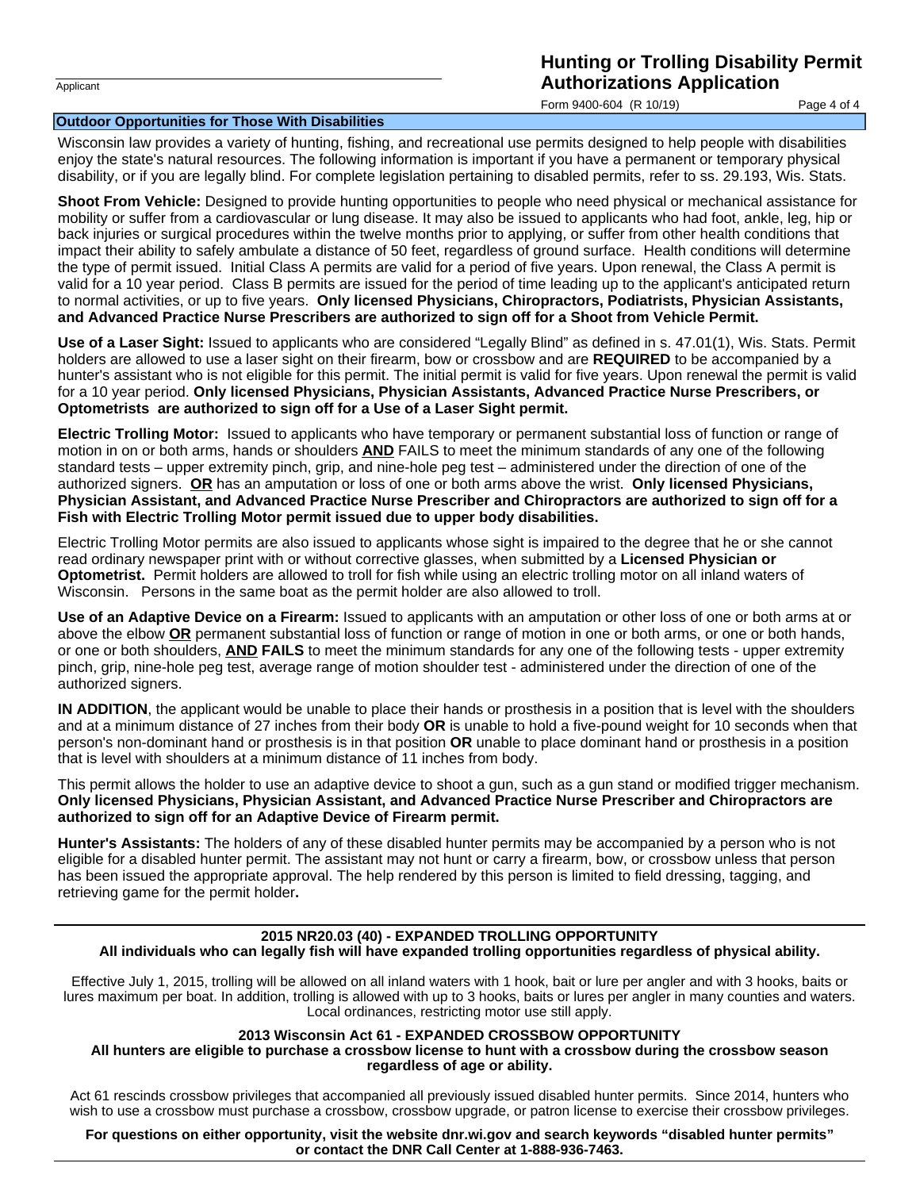## Outdoor Opportunities for Those With Disabilities

Wisconsin law provides a variety of hunting, fishing, and recreational use permits designed to help people with disabilities enjoy the state's natural resources. The following information is important if you have a permanent or temporary physical disability, or if you are legally blind. For complete legislation pertaining to disabled permits, refer to ss. 29.193, Wis. Stats.

**Shoot From Vehicle:** Designed to provide hunting opportunities to people who need physical or mechanical assistance for mobility or suffer from a cardiovascular or lung disease. It may also be issued to applicants who had foot, ankle, leg, hip or back injuries or surgical procedures within the twelve months prior to applying, or suffer from other health conditions that impact their ability to safely ambulate a distance of 50 feet, regardless of ground surface. Health conditions will determine the type of permit issued. Initial Class A permits are valid for a period of five years. Upon renewal, the Class A permit is valid for a 10 year period. Class B permits are issued for the period of time leading up to the applicant's anticipated return to normal activities, or up to five years. **Only licensed Physicians, Chiropractors, Podiatrists, Physician Assistants, and Advanced Practice Nurse Prescribers are authorized to sign off for a Shoot from Vehicle Permit.**

**Use of a Laser Sight:** Issued to applicants who are considered "Legally Blind" as defined in s. 47.01(1), Wis. Stats. Permit holders are allowed to use a laser sight on their firearm, bow or crossbow and are **REQUIRED** to be accompanied by a hunter's assistant who is not eligible for this permit. The initial permit is valid for five years. Upon renewal the permit is valid for a 10 year period. **Only licensed Physicians, Physician Assistants, Advanced Practice Nurse Prescribers, or Optometrists are authorized to sign off for a Use of a Laser Sight permit.**

**Electric Trolling Motor:** Issued to applicants who have temporary or permanent substantial loss of function or range of motion in on or both arms, hands or shoulders **AND** FAILS to meet the minimum standards of any one of the following standard tests – upper extremity pinch, grip, and nine-hole peg test – administered under the direction of one of the authorized signers. **OR** has an amputation or loss of one or both arms above the wrist. **Only licensed Physicians, Physician Assistant, and Advanced Practice Nurse Prescriber and Chiropractors are authorized to sign off for a Fish with Electric Trolling Motor permit issued due to upper body disabilities.**

Electric Trolling Motor permits are also issued to applicants whose sight is impaired to the degree that he or she cannot read ordinary newspaper print with or without corrective glasses, when submitted by a **Licensed Physician or Optometrist.** Permit holders are allowed to troll for fish while using an electric trolling motor on all inland waters of Wisconsin. Persons in the same boat as the permit holder are also allowed to troll.

**Use of an Adaptive Device on a Firearm:** Issued to applicants with an amputation or other loss of one or both arms at or above the elbow **OR** permanent substantial loss of function or range of motion in one or both arms, or one or both hands, or one or both shoulders, **AND FAILS** to meet the minimum standards for any one of the following tests - upper extremity pinch, grip, nine-hole peg test, average range of motion shoulder test - administered under the direction of one of the authorized signers.

**IN ADDITION**, the applicant would be unable to place their hands or prosthesis in a position that is level with the shoulders and at a minimum distance of 27 inches from their body **OR** is unable to hold a five-pound weight for 10 seconds when that person's non-dominant hand or prosthesis is in that position **OR** unable to place dominant hand or prosthesis in a position that is level with shoulders at a minimum distance of 11 inches from body.

This permit allows the holder to use an adaptive device to shoot a gun, such as a gun stand or modified trigger mechanism. **Only licensed Physicians, Physician Assistant, and Advanced Practice Nurse Prescriber and Chiropractors are authorized to sign off for an Adaptive Device of Firearm permit.**

**Hunter's Assistants:** The holders of any of these disabled hunter permits may be accompanied by a person who is not eligible for a disabled hunter permit. The assistant may not hunt or carry a firearm, bow, or crossbow unless that person has been issued the appropriate approval. The help rendered by this person is limited to field dressing, tagging, and retrieving game for the permit holder**.**

---

**2015 NR20.03 (40) - EXPANDED TROLLING OPPORTUNITY**
**All individuals who can legally fish will have expanded trolling opportunities regardless of physical ability.**

Effective July 1, 2015, trolling will be allowed on all inland waters with 1 hook, bait or lure per angler and with 3 hooks, baits or lures maximum per boat. In addition, trolling is allowed with up to 3 hooks, baits or lures per angler in many counties and waters. Local ordinances, restricting motor use still apply.

**2013 Wisconsin Act 61 - EXPANDED CROSSBOW OPPORTUNITY**
**All hunters are eligible to purchase a crossbow license to hunt with a crossbow during the crossbow season regardless of age or ability.**

Act 61 rescinds crossbow privileges that accompanied all previously issued disabled hunter permits. Since 2014, hunters who wish to use a crossbow must purchase a crossbow, crossbow upgrade, or patron license to exercise their crossbow privileges.

**For questions on either opportunity, visit the website dnr.wi.gov and search keywords "disabled hunter permits" or contact the DNR Call Center at 1-888-936-7463.**